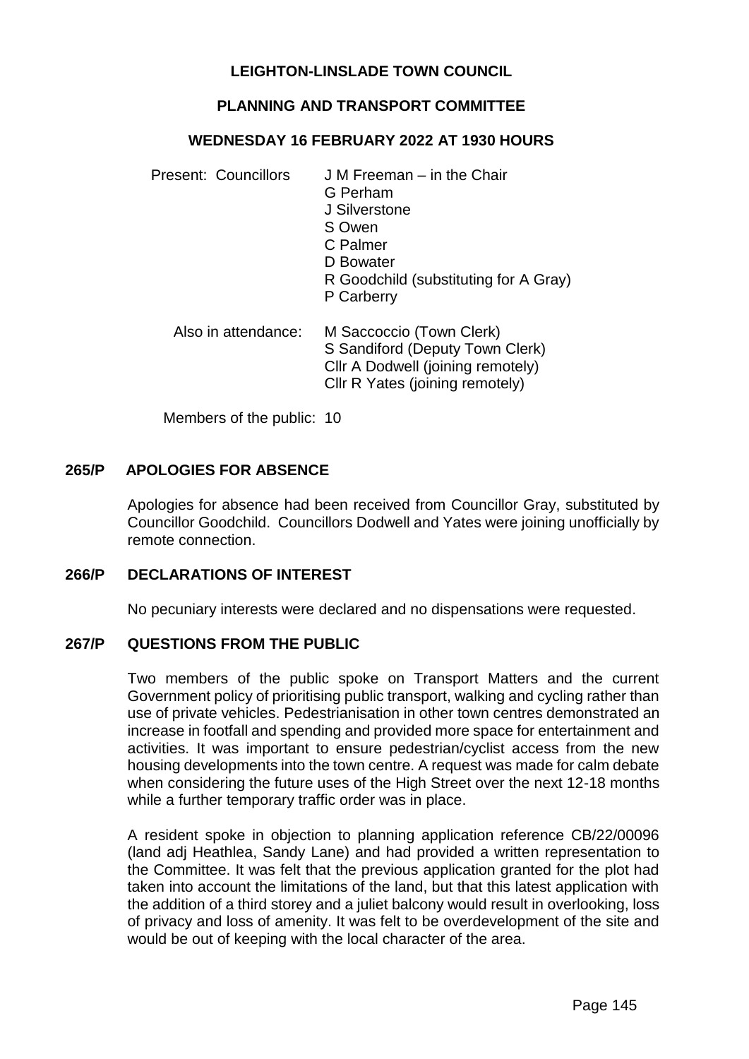# LEIGHTON-LINSLADE TOWN COUNCIL

## PLANNING AND TRANSPORT COMMITTEE

### WEDNESDAY 16 FEBRUARY 2022 AT 1930 HOURS

Present: Councillors
J M Freeman – in the Chair
G Perham
J Silverstone
S Owen
C Palmer
D Bowater
R Goodchild (substituting for A Gray)
P Carberry

Also in attendance:
M Saccoccio (Town Clerk)
S Sandiford (Deputy Town Clerk)
Cllr A Dodwell (joining remotely)
Cllr R Yates (joining remotely)

Members of the public: 10

## 265/P APOLOGIES FOR ABSENCE

Apologies for absence had been received from Councillor Gray, substituted by Councillor Goodchild. Councillors Dodwell and Yates were joining unofficially by remote connection.

## 266/P DECLARATIONS OF INTEREST

No pecuniary interests were declared and no dispensations were requested.

## 267/P QUESTIONS FROM THE PUBLIC

Two members of the public spoke on Transport Matters and the current Government policy of prioritising public transport, walking and cycling rather than use of private vehicles. Pedestrianisation in other town centres demonstrated an increase in footfall and spending and provided more space for entertainment and activities. It was important to ensure pedestrian/cyclist access from the new housing developments into the town centre. A request was made for calm debate when considering the future uses of the High Street over the next 12-18 months while a further temporary traffic order was in place.

A resident spoke in objection to planning application reference CB/22/00096 (land adj Heathlea, Sandy Lane) and had provided a written representation to the Committee. It was felt that the previous application granted for the plot had taken into account the limitations of the land, but that this latest application with the addition of a third storey and a juliet balcony would result in overlooking, loss of privacy and loss of amenity. It was felt to be overdevelopment of the site and would be out of keeping with the local character of the area.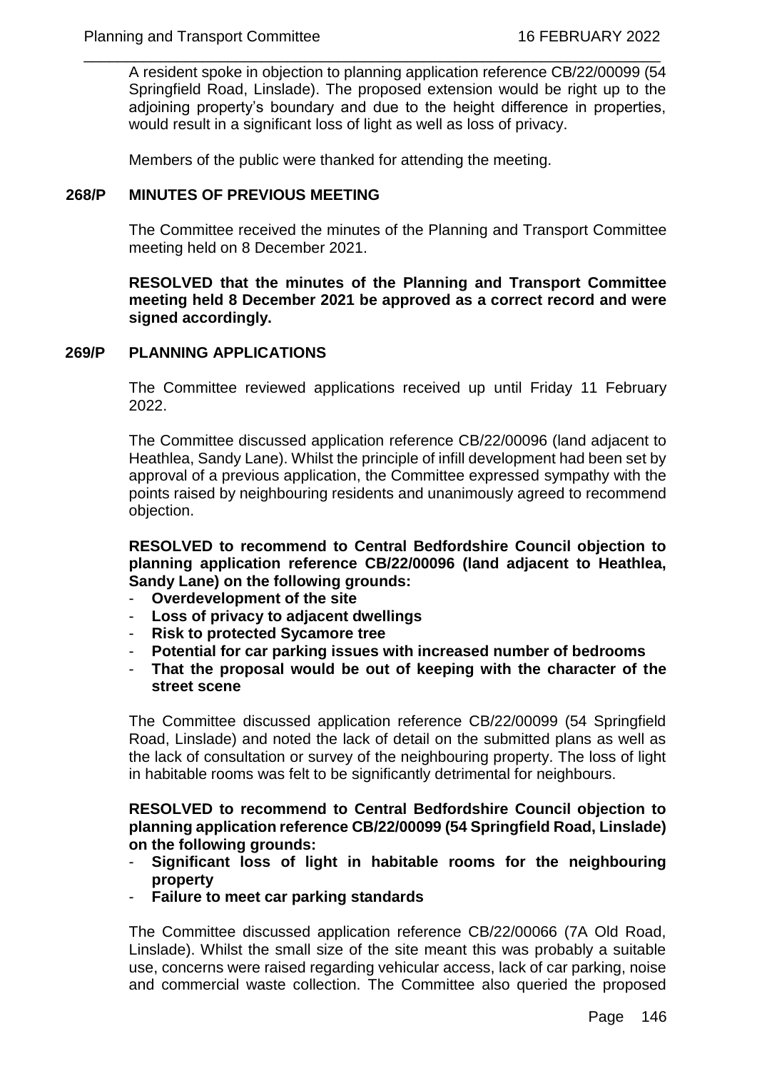A resident spoke in objection to planning application reference CB/22/00099 (54 Springfield Road, Linslade). The proposed extension would be right up to the adjoining property's boundary and due to the height difference in properties, would result in a significant loss of light as well as loss of privacy.

Members of the public were thanked for attending the meeting.

## 268/P MINUTES OF PREVIOUS MEETING

The Committee received the minutes of the Planning and Transport Committee meeting held on 8 December 2021.

**RESOLVED that the minutes of the Planning and Transport Committee meeting held 8 December 2021 be approved as a correct record and were signed accordingly.**

## 269/P PLANNING APPLICATIONS

The Committee reviewed applications received up until Friday 11 February 2022.

The Committee discussed application reference CB/22/00096 (land adjacent to Heathlea, Sandy Lane). Whilst the principle of infill development had been set by approval of a previous application, the Committee expressed sympathy with the points raised by neighbouring residents and unanimously agreed to recommend objection.

**RESOLVED to recommend to Central Bedfordshire Council objection to planning application reference CB/22/00096 (land adjacent to Heathlea, Sandy Lane) on the following grounds:**

- **Overdevelopment of the site**
- **Loss of privacy to adjacent dwellings**
- **Risk to protected Sycamore tree**
- **Potential for car parking issues with increased number of bedrooms**
- **That the proposal would be out of keeping with the character of the street scene**

The Committee discussed application reference CB/22/00099 (54 Springfield Road, Linslade) and noted the lack of detail on the submitted plans as well as the lack of consultation or survey of the neighbouring property. The loss of light in habitable rooms was felt to be significantly detrimental for neighbours.

**RESOLVED to recommend to Central Bedfordshire Council objection to planning application reference CB/22/00099 (54 Springfield Road, Linslade) on the following grounds:**

- **Significant loss of light in habitable rooms for the neighbouring property**
- **Failure to meet car parking standards**

The Committee discussed application reference CB/22/00066 (7A Old Road, Linslade). Whilst the small size of the site meant this was probably a suitable use, concerns were raised regarding vehicular access, lack of car parking, noise and commercial waste collection. The Committee also queried the proposed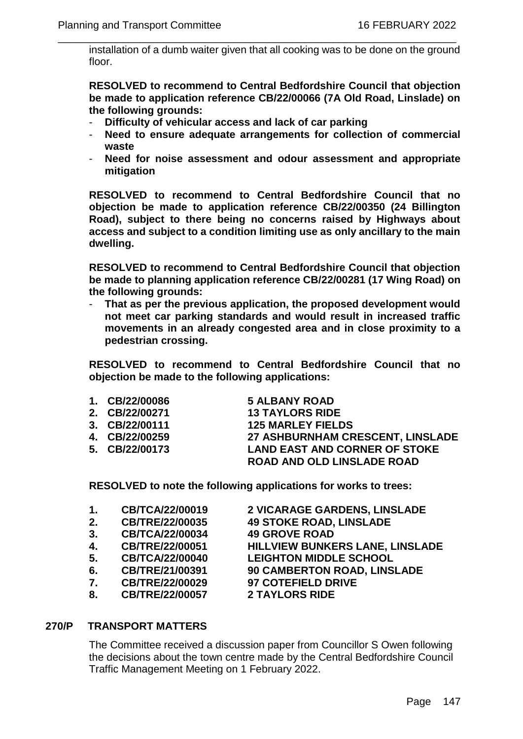installation of a dumb waiter given that all cooking was to be done on the ground floor.

**RESOLVED to recommend to Central Bedfordshire Council that objection be made to application reference CB/22/00066 (7A Old Road, Linslade) on the following grounds:**

- **Difficulty of vehicular access and lack of car parking**
- **Need to ensure adequate arrangements for collection of commercial waste**
- **Need for noise assessment and odour assessment and appropriate mitigation**

**RESOLVED to recommend to Central Bedfordshire Council that no objection be made to application reference CB/22/00350 (24 Billington Road), subject to there being no concerns raised by Highways about access and subject to a condition limiting use as only ancillary to the main dwelling.**

**RESOLVED to recommend to Central Bedfordshire Council that objection be made to planning application reference CB/22/00281 (17 Wing Road) on the following grounds:**

- **That as per the previous application, the proposed development would not meet car parking standards and would result in increased traffic movements in an already congested area and in close proximity to a pedestrian crossing.**

**RESOLVED to recommend to Central Bedfordshire Council that no objection be made to the following applications:**

1. **CB/22/00086** — **5 ALBANY ROAD**
2. **CB/22/00271** — **13 TAYLORS RIDE**
3. **CB/22/00111** — **125 MARLEY FIELDS**
4. **CB/22/00259** — **27 ASHBURNHAM CRESCENT, LINSLADE**
5. **CB/22/00173** — **LAND EAST AND CORNER OF STOKE ROAD AND OLD LINSLADE ROAD**

**RESOLVED to note the following applications for works to trees:**

1. **CB/TCA/22/00019** — **2 VICARAGE GARDENS, LINSLADE**
2. **CB/TRE/22/00035** — **49 STOKE ROAD, LINSLADE**
3. **CB/TCA/22/00034** — **49 GROVE ROAD**
4. **CB/TRE/22/00051** — **HILLVIEW BUNKERS LANE, LINSLADE**
5. **CB/TCA/22/00040** — **LEIGHTON MIDDLE SCHOOL**
6. **CB/TRE/21/00391** — **90 CAMBERTON ROAD, LINSLADE**
7. **CB/TRE/22/00029** — **97 COTEFIELD DRIVE**
8. **CB/TRE/22/00057** — **2 TAYLORS RIDE**

## 270/P TRANSPORT MATTERS

The Committee received a discussion paper from Councillor S Owen following the decisions about the town centre made by the Central Bedfordshire Council Traffic Management Meeting on 1 February 2022.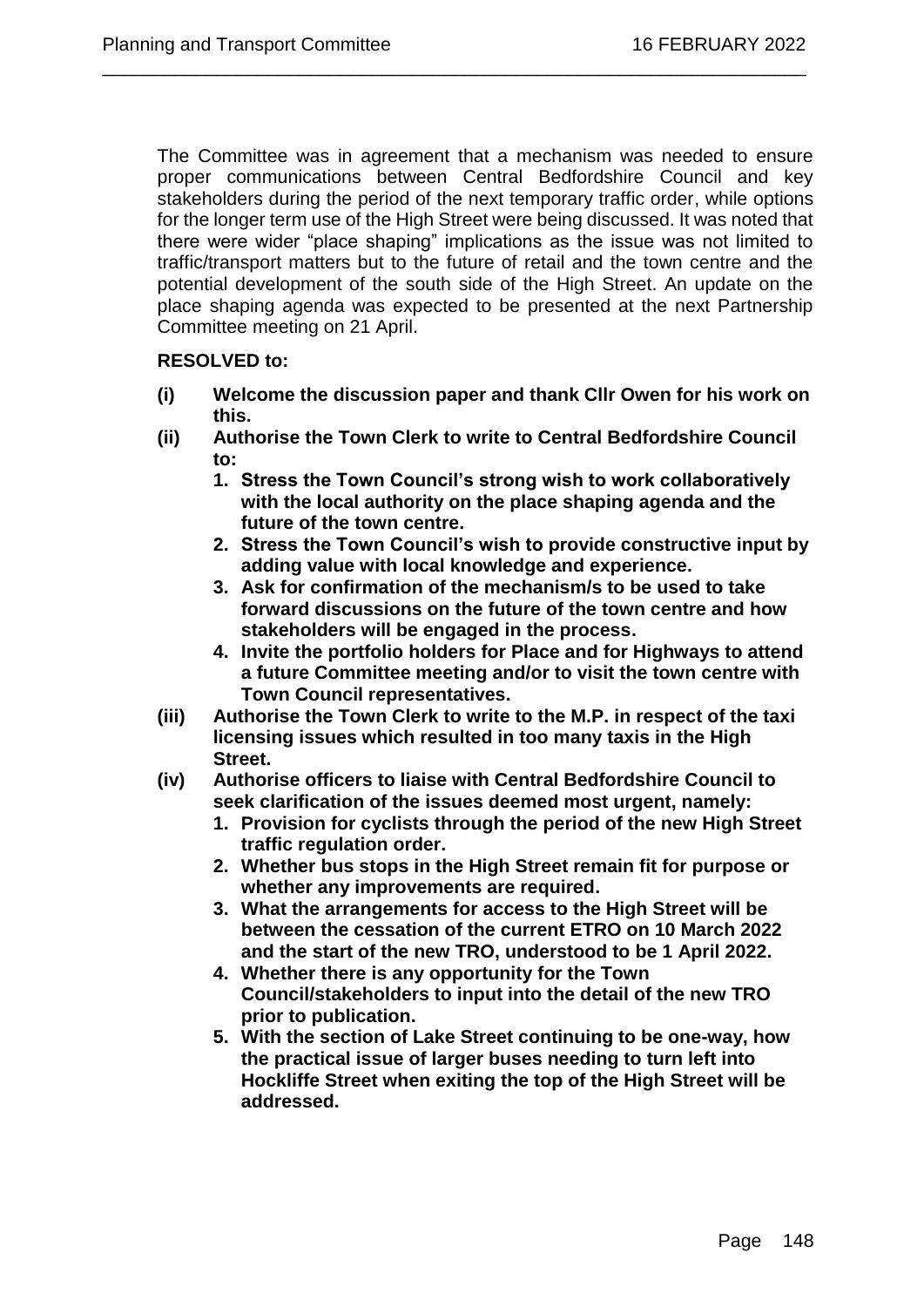The Committee was in agreement that a mechanism was needed to ensure proper communications between Central Bedfordshire Council and key stakeholders during the period of the next temporary traffic order, while options for the longer term use of the High Street were being discussed. It was noted that there were wider "place shaping" implications as the issue was not limited to traffic/transport matters but to the future of retail and the town centre and the potential development of the south side of the High Street. An update on the place shaping agenda was expected to be presented at the next Partnership Committee meeting on 21 April.

**RESOLVED to:**

- **(i) Welcome the discussion paper and thank Cllr Owen for his work on this.**
- **(ii) Authorise the Town Clerk to write to Central Bedfordshire Council to:**
  1. **Stress the Town Council's strong wish to work collaboratively with the local authority on the place shaping agenda and the future of the town centre.**
  2. **Stress the Town Council's wish to provide constructive input by adding value with local knowledge and experience.**
  3. **Ask for confirmation of the mechanism/s to be used to take forward discussions on the future of the town centre and how stakeholders will be engaged in the process.**
  4. **Invite the portfolio holders for Place and for Highways to attend a future Committee meeting and/or to visit the town centre with Town Council representatives.**
- **(iii) Authorise the Town Clerk to write to the M.P. in respect of the taxi licensing issues which resulted in too many taxis in the High Street.**
- **(iv) Authorise officers to liaise with Central Bedfordshire Council to seek clarification of the issues deemed most urgent, namely:**
  1. **Provision for cyclists through the period of the new High Street traffic regulation order.**
  2. **Whether bus stops in the High Street remain fit for purpose or whether any improvements are required.**
  3. **What the arrangements for access to the High Street will be between the cessation of the current ETRO on 10 March 2022 and the start of the new TRO, understood to be 1 April 2022.**
  4. **Whether there is any opportunity for the Town Council/stakeholders to input into the detail of the new TRO prior to publication.**
  5. **With the section of Lake Street continuing to be one-way, how the practical issue of larger buses needing to turn left into Hockliffe Street when exiting the top of the High Street will be addressed.**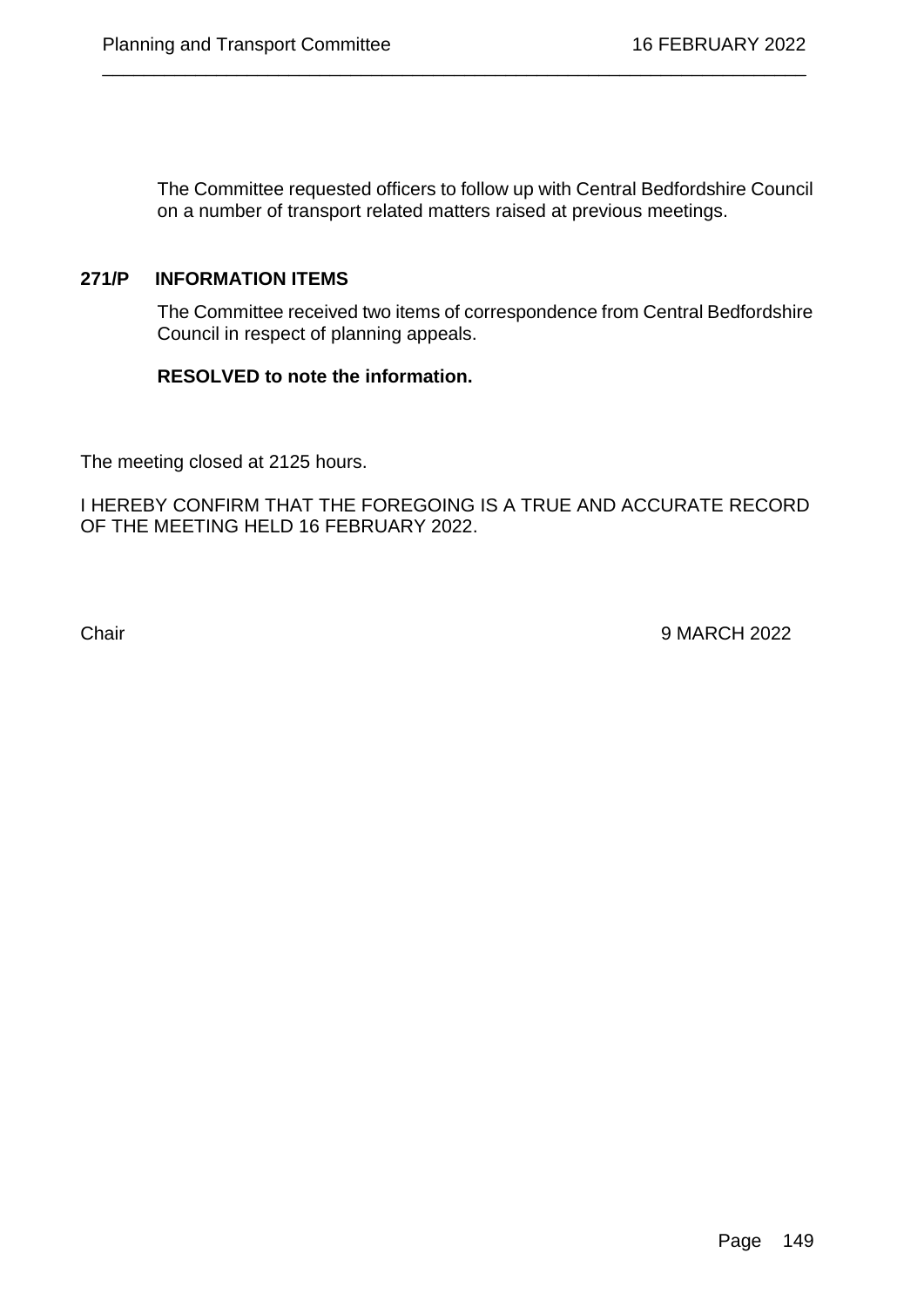The Committee requested officers to follow up with Central Bedfordshire Council on a number of transport related matters raised at previous meetings.

**271/P INFORMATION ITEMS**

The Committee received two items of correspondence from Central Bedfordshire Council in respect of planning appeals.

**RESOLVED to note the information.**

The meeting closed at 2125 hours.

I HEREBY CONFIRM THAT THE FOREGOING IS A TRUE AND ACCURATE RECORD OF THE MEETING HELD 16 FEBRUARY 2022.

Chair 9 MARCH 2022